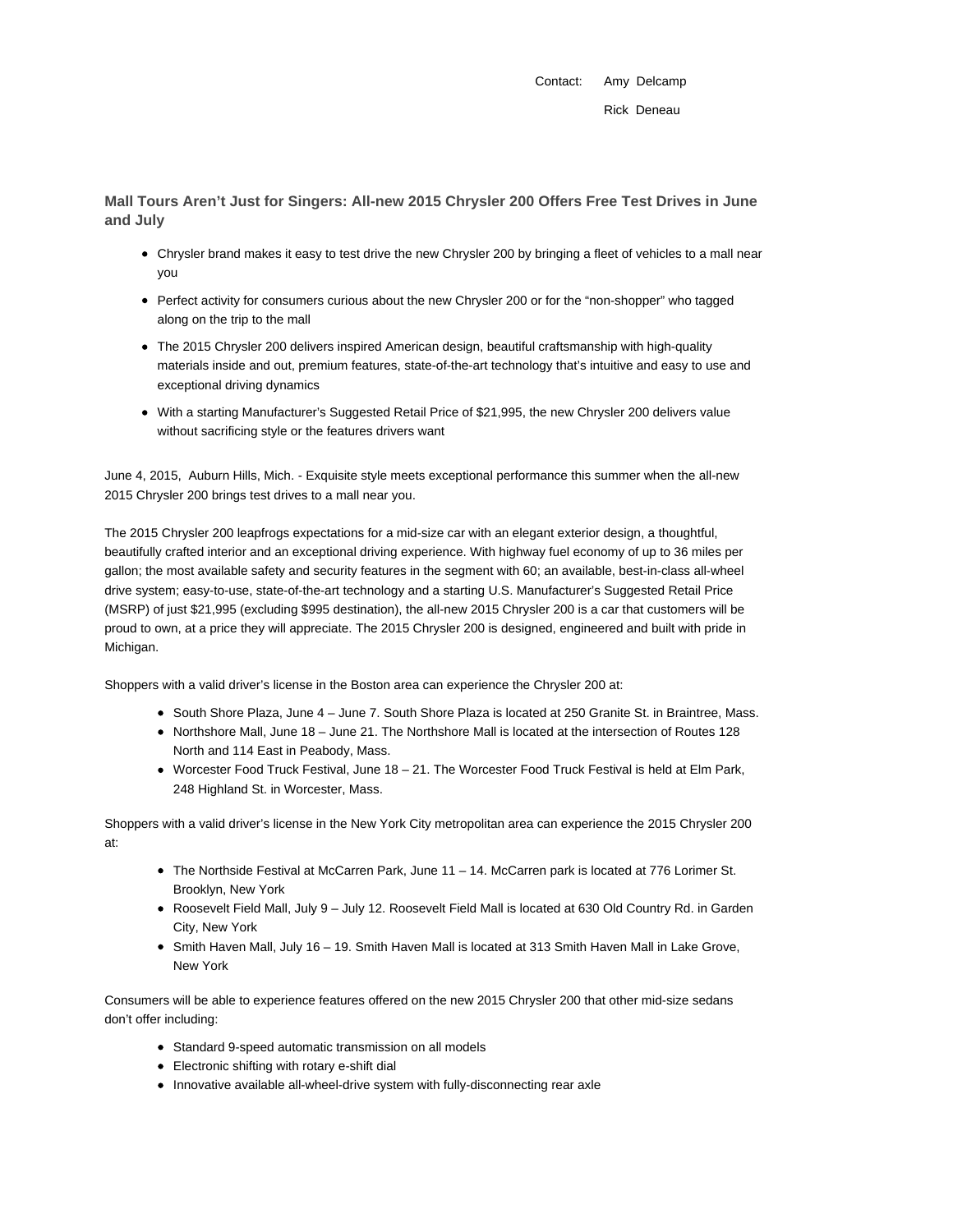Contact: Amy Delcamp

Rick Deneau

## Mall Tours Aren't Just for Singers: All-new 2015 Chrysler 200 Offers Free Test Drives in June and July

- Chrysler brand makes it easy to test drive the new Chrysler 200 by bringing a fleet of vehicles to a mall near you
- Perfect activity for consumers curious about the new Chrysler 200 or for the "non-shopper" who tagged along on the trip to the mall
- The 2015 Chrysler 200 delivers inspired American design, beautiful craftsmanship with high-quality materials inside and out, premium features, state-of-the-art technology that's intuitive and easy to use and exceptional driving dynamics
- With a starting Manufacturer's Suggested Retail Price of $21,995, the new Chrysler 200 delivers value without sacrificing style or the features drivers want

June 4, 2015, Auburn Hills, Mich. - Exquisite style meets exceptional performance this summer when the all-new 2015 Chrysler 200 brings test drives to a mall near you.

The 2015 Chrysler 200 leapfrogs expectations for a mid-size car with an elegant exterior design, a thoughtful, beautifully crafted interior and an exceptional driving experience. With highway fuel economy of up to 36 miles per gallon; the most available safety and security features in the segment with 60; an available, best-in-class all-wheel drive system; easy-to-use, state-of-the-art technology and a starting U.S. Manufacturer's Suggested Retail Price (MSRP) of just $21,995 (excluding $995 destination), the all-new 2015 Chrysler 200 is a car that customers will be proud to own, at a price they will appreciate. The 2015 Chrysler 200 is designed, engineered and built with pride in Michigan.

Shoppers with a valid driver's license in the Boston area can experience the Chrysler 200 at:

- South Shore Plaza, June 4 – June 7. South Shore Plaza is located at 250 Granite St. in Braintree, Mass.
- Northshore Mall, June 18 – June 21. The Northshore Mall is located at the intersection of Routes 128 North and 114 East in Peabody, Mass.
- Worcester Food Truck Festival, June 18 – 21. The Worcester Food Truck Festival is held at Elm Park, 248 Highland St. in Worcester, Mass.

Shoppers with a valid driver's license in the New York City metropolitan area can experience the 2015 Chrysler 200 at:

- The Northside Festival at McCarren Park, June 11 – 14. McCarren park is located at 776 Lorimer St. Brooklyn, New York
- Roosevelt Field Mall, July 9 – July 12. Roosevelt Field Mall is located at 630 Old Country Rd. in Garden City, New York
- Smith Haven Mall, July 16 – 19. Smith Haven Mall is located at 313 Smith Haven Mall in Lake Grove, New York

Consumers will be able to experience features offered on the new 2015 Chrysler 200 that other mid-size sedans don't offer including:

- Standard 9-speed automatic transmission on all models
- Electronic shifting with rotary e-shift dial
- Innovative available all-wheel-drive system with fully-disconnecting rear axle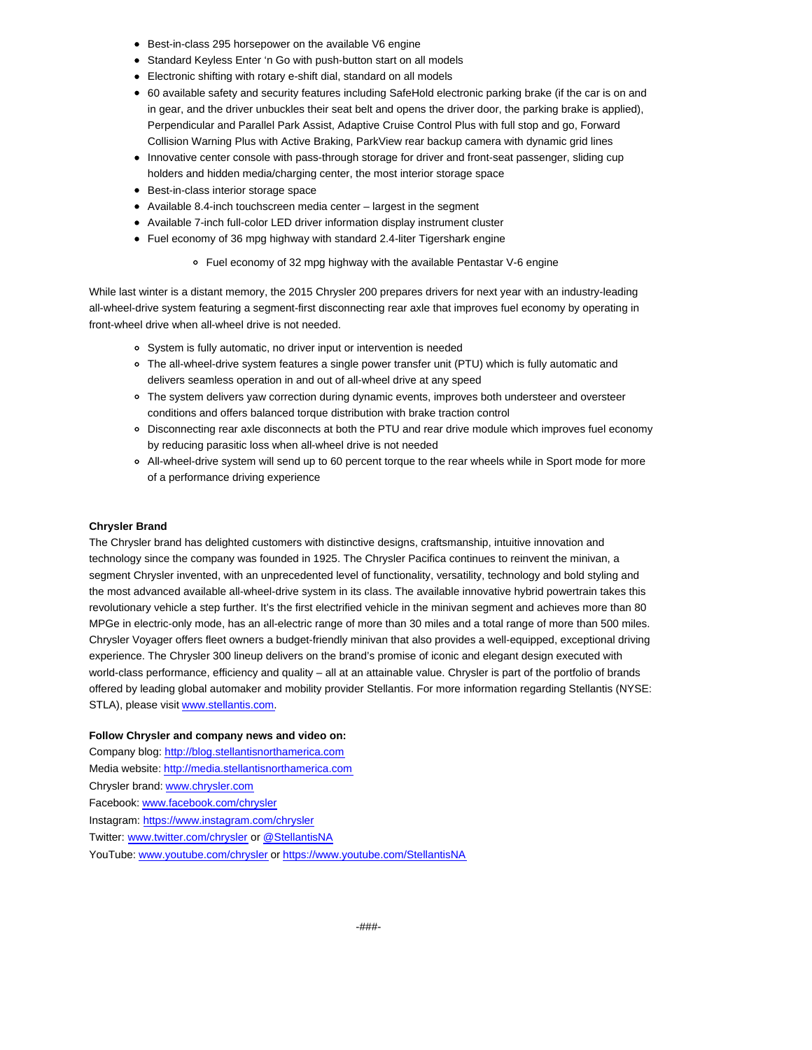- Best-in-class 295 horsepower on the available V6 engine
- Standard Keyless Enter 'n Go with push-button start on all models
- Electronic shifting with rotary e-shift dial, standard on all models
- 60 available safety and security features including SafeHold electronic parking brake (if the car is on and in gear, and the driver unbuckles their seat belt and opens the driver door, the parking brake is applied), Perpendicular and Parallel Park Assist, Adaptive Cruise Control Plus with full stop and go, Forward Collision Warning Plus with Active Braking, ParkView rear backup camera with dynamic grid lines
- Innovative center console with pass-through storage for driver and front-seat passenger, sliding cup holders and hidden media/charging center, the most interior storage space
- Best-in-class interior storage space
- Available 8.4-inch touchscreen media center – largest in the segment
- Available 7-inch full-color LED driver information display instrument cluster
- Fuel economy of 36 mpg highway with standard 2.4-liter Tigershark engine
    - Fuel economy of 32 mpg highway with the available Pentastar V-6 engine

While last winter is a distant memory, the 2015 Chrysler 200 prepares drivers for next year with an industry-leading all-wheel-drive system featuring a segment-first disconnecting rear axle that improves fuel economy by operating in front-wheel drive when all-wheel drive is not needed.

- System is fully automatic, no driver input or intervention is needed
- The all-wheel-drive system features a single power transfer unit (PTU) which is fully automatic and delivers seamless operation in and out of all-wheel drive at any speed
- The system delivers yaw correction during dynamic events, improves both understeer and oversteer conditions and offers balanced torque distribution with brake traction control
- Disconnecting rear axle disconnects at both the PTU and rear drive module which improves fuel economy by reducing parasitic loss when all-wheel drive is not needed
- All-wheel-drive system will send up to 60 percent torque to the rear wheels while in Sport mode for more of a performance driving experience

**Chrysler Brand**

The Chrysler brand has delighted customers with distinctive designs, craftsmanship, intuitive innovation and technology since the company was founded in 1925. The Chrysler Pacifica continues to reinvent the minivan, a segment Chrysler invented, with an unprecedented level of functionality, versatility, technology and bold styling and the most advanced available all-wheel-drive system in its class. The available innovative hybrid powertrain takes this revolutionary vehicle a step further. It's the first electrified vehicle in the minivan segment and achieves more than 80 MPGe in electric-only mode, has an all-electric range of more than 30 miles and a total range of more than 500 miles. Chrysler Voyager offers fleet owners a budget-friendly minivan that also provides a well-equipped, exceptional driving experience. The Chrysler 300 lineup delivers on the brand's promise of iconic and elegant design executed with world-class performance, efficiency and quality – all at an attainable value. Chrysler is part of the portfolio of brands offered by leading global automaker and mobility provider Stellantis. For more information regarding Stellantis (NYSE: STLA), please visit www.stellantis.com.

**Follow Chrysler and company news and video on:**

Company blog: http://blog.stellantisnorthamerica.com
Media website: http://media.stellantisnorthamerica.com
Chrysler brand: www.chrysler.com
Facebook: www.facebook.com/chrysler
Instagram: https://www.instagram.com/chrysler
Twitter: www.twitter.com/chrysler or @StellantisNA
YouTube: www.youtube.com/chrysler or https://www.youtube.com/StellantisNA

-###-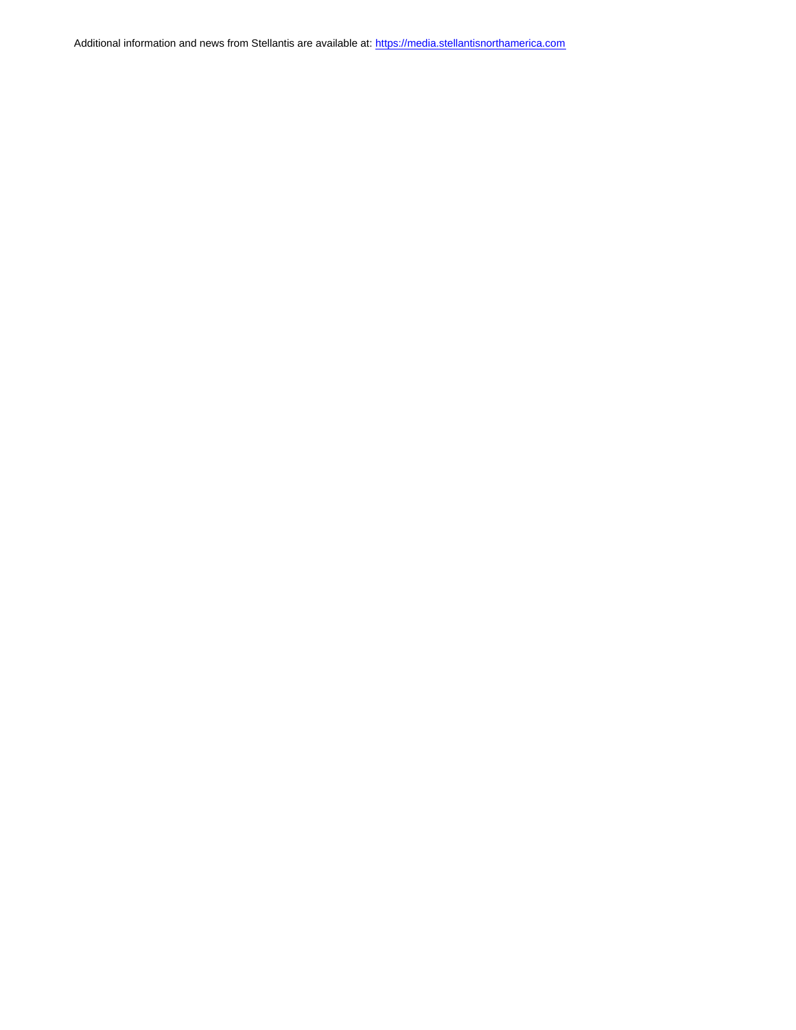Additional information and news from Stellantis are available at: [https://media.stellantisnorthamerica.com](https://media.stellantisnorthamerica.com)